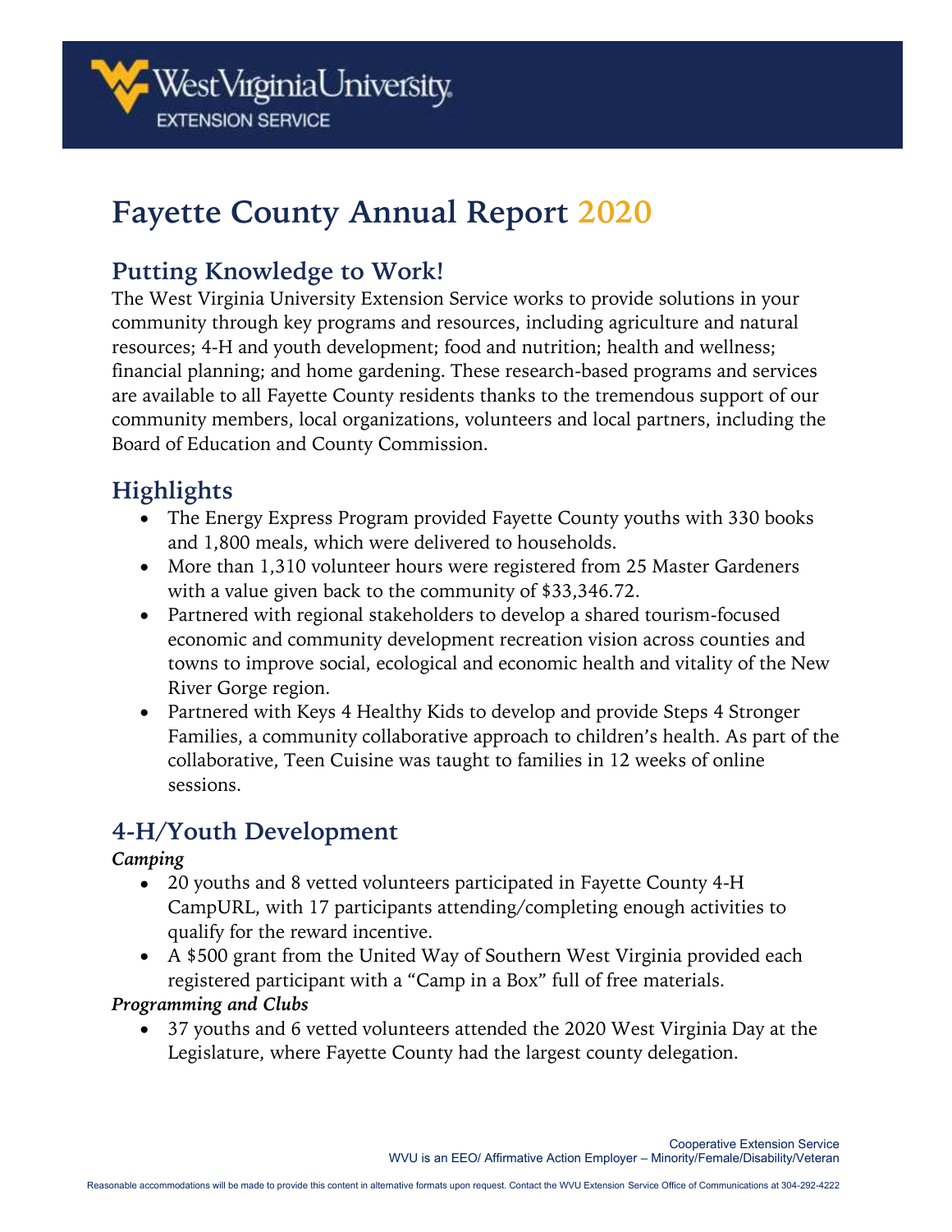West Virginia University EXTENSION SERVICE

# Fayette County Annual Report 2020

## Putting Knowledge to Work!

The West Virginia University Extension Service works to provide solutions in your community through key programs and resources, including agriculture and natural resources; 4-H and youth development; food and nutrition; health and wellness; financial planning; and home gardening. These research-based programs and services are available to all Fayette County residents thanks to the tremendous support of our community members, local organizations, volunteers and local partners, including the Board of Education and County Commission.

## Highlights

- The Energy Express Program provided Fayette County youths with 330 books and 1,800 meals, which were delivered to households.
- More than 1,310 volunteer hours were registered from 25 Master Gardeners with a value given back to the community of $33,346.72.
- Partnered with regional stakeholders to develop a shared tourism-focused economic and community development recreation vision across counties and towns to improve social, ecological and economic health and vitality of the New River Gorge region.
- Partnered with Keys 4 Healthy Kids to develop and provide Steps 4 Stronger Families, a community collaborative approach to children's health. As part of the collaborative, Teen Cuisine was taught to families in 12 weeks of online sessions.

## 4-H/Youth Development

***Camping***

- 20 youths and 8 vetted volunteers participated in Fayette County 4-H CampURL, with 17 participants attending/completing enough activities to qualify for the reward incentive.
- A $500 grant from the United Way of Southern West Virginia provided each registered participant with a "Camp in a Box" full of free materials.

***Programming and Clubs***

- 37 youths and 6 vetted volunteers attended the 2020 West Virginia Day at the Legislature, where Fayette County had the largest county delegation.

Cooperative Extension Service
WVU is an EEO/ Affirmative Action Employer – Minority/Female/Disability/Veteran

Reasonable accommodations will be made to provide this content in alternative formats upon request. Contact the WVU Extension Service Office of Communications at 304-292-4222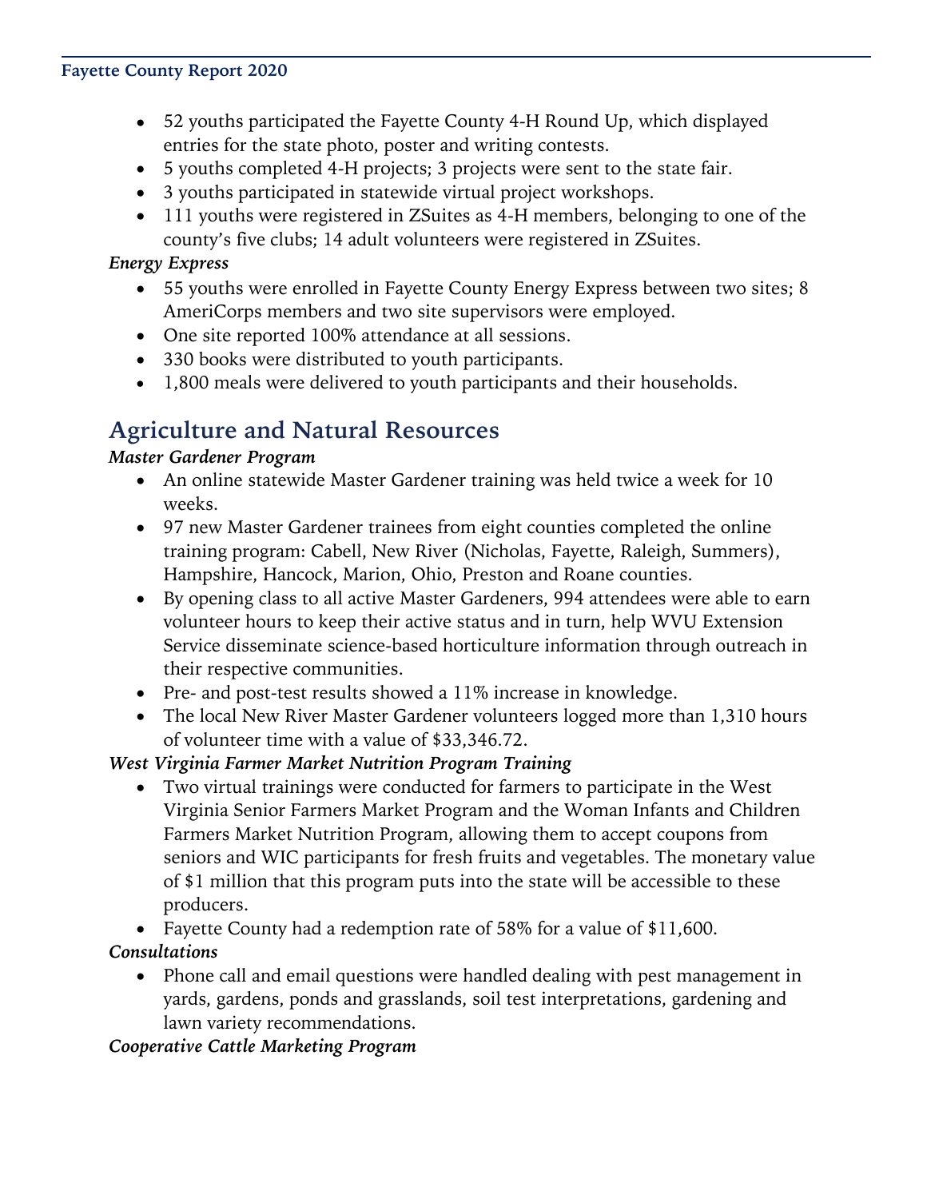- 52 youths participated the Fayette County 4-H Round Up, which displayed entries for the state photo, poster and writing contests.
- 5 youths completed 4-H projects; 3 projects were sent to the state fair.
- 3 youths participated in statewide virtual project workshops.
- 111 youths were registered in ZSuites as 4-H members, belonging to one of the county's five clubs; 14 adult volunteers were registered in ZSuites.

*Energy Express*

- 55 youths were enrolled in Fayette County Energy Express between two sites; 8 AmeriCorps members and two site supervisors were employed.
- One site reported 100% attendance at all sessions.
- 330 books were distributed to youth participants.
- 1,800 meals were delivered to youth participants and their households.

## Agriculture and Natural Resources

*Master Gardener Program*

- An online statewide Master Gardener training was held twice a week for 10 weeks.
- 97 new Master Gardener trainees from eight counties completed the online training program: Cabell, New River (Nicholas, Fayette, Raleigh, Summers), Hampshire, Hancock, Marion, Ohio, Preston and Roane counties.
- By opening class to all active Master Gardeners, 994 attendees were able to earn volunteer hours to keep their active status and in turn, help WVU Extension Service disseminate science-based horticulture information through outreach in their respective communities.
- Pre- and post-test results showed a 11% increase in knowledge.
- The local New River Master Gardener volunteers logged more than 1,310 hours of volunteer time with a value of $33,346.72.

*West Virginia Farmer Market Nutrition Program Training*

- Two virtual trainings were conducted for farmers to participate in the West Virginia Senior Farmers Market Program and the Woman Infants and Children Farmers Market Nutrition Program, allowing them to accept coupons from seniors and WIC participants for fresh fruits and vegetables. The monetary value of $1 million that this program puts into the state will be accessible to these producers.
- Fayette County had a redemption rate of 58% for a value of $11,600.

*Consultations*

- Phone call and email questions were handled dealing with pest management in yards, gardens, ponds and grasslands, soil test interpretations, gardening and lawn variety recommendations.

*Cooperative Cattle Marketing Program*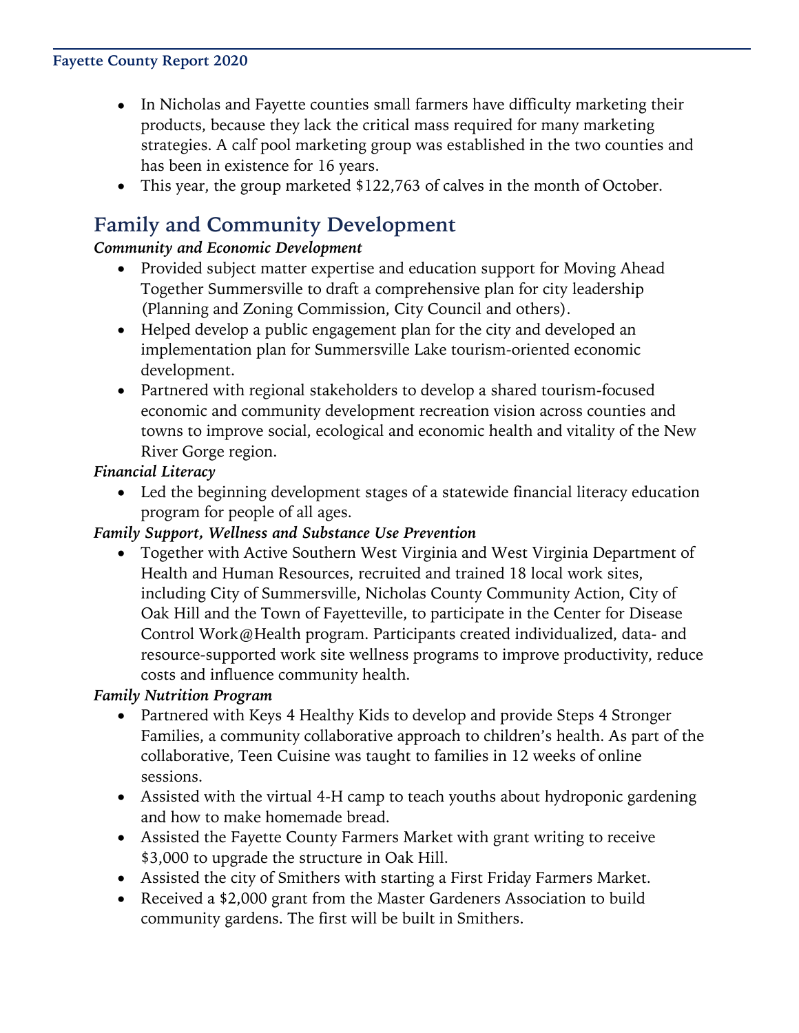- In Nicholas and Fayette counties small farmers have difficulty marketing their products, because they lack the critical mass required for many marketing strategies. A calf pool marketing group was established in the two counties and has been in existence for 16 years.
- This year, the group marketed $122,763 of calves in the month of October.

## Family and Community Development

***Community and Economic Development***

- Provided subject matter expertise and education support for Moving Ahead Together Summersville to draft a comprehensive plan for city leadership (Planning and Zoning Commission, City Council and others).
- Helped develop a public engagement plan for the city and developed an implementation plan for Summersville Lake tourism-oriented economic development.
- Partnered with regional stakeholders to develop a shared tourism-focused economic and community development recreation vision across counties and towns to improve social, ecological and economic health and vitality of the New River Gorge region.

***Financial Literacy***

- Led the beginning development stages of a statewide financial literacy education program for people of all ages.

***Family Support, Wellness and Substance Use Prevention***

- Together with Active Southern West Virginia and West Virginia Department of Health and Human Resources, recruited and trained 18 local work sites, including City of Summersville, Nicholas County Community Action, City of Oak Hill and the Town of Fayetteville, to participate in the Center for Disease Control Work@Health program. Participants created individualized, data- and resource-supported work site wellness programs to improve productivity, reduce costs and influence community health.

***Family Nutrition Program***

- Partnered with Keys 4 Healthy Kids to develop and provide Steps 4 Stronger Families, a community collaborative approach to children's health. As part of the collaborative, Teen Cuisine was taught to families in 12 weeks of online sessions.
- Assisted with the virtual 4-H camp to teach youths about hydroponic gardening and how to make homemade bread.
- Assisted the Fayette County Farmers Market with grant writing to receive $3,000 to upgrade the structure in Oak Hill.
- Assisted the city of Smithers with starting a First Friday Farmers Market.
- Received a $2,000 grant from the Master Gardeners Association to build community gardens. The first will be built in Smithers.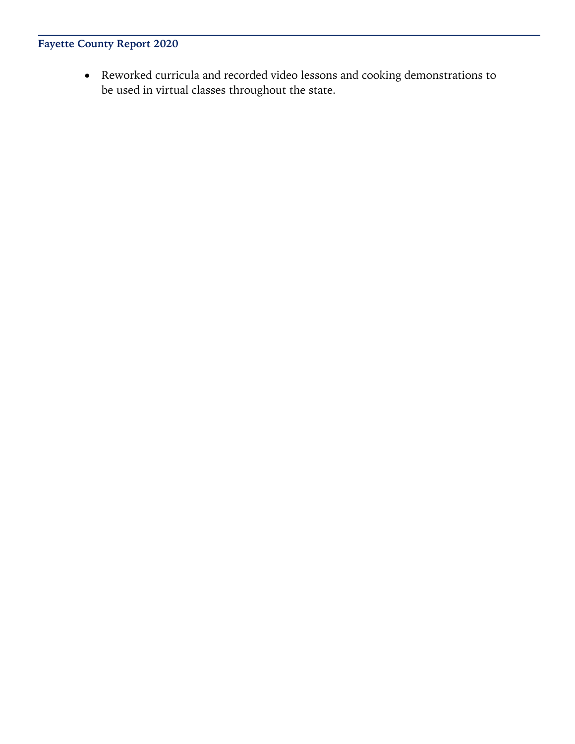- Reworked curricula and recorded video lessons and cooking demonstrations to be used in virtual classes throughout the state.